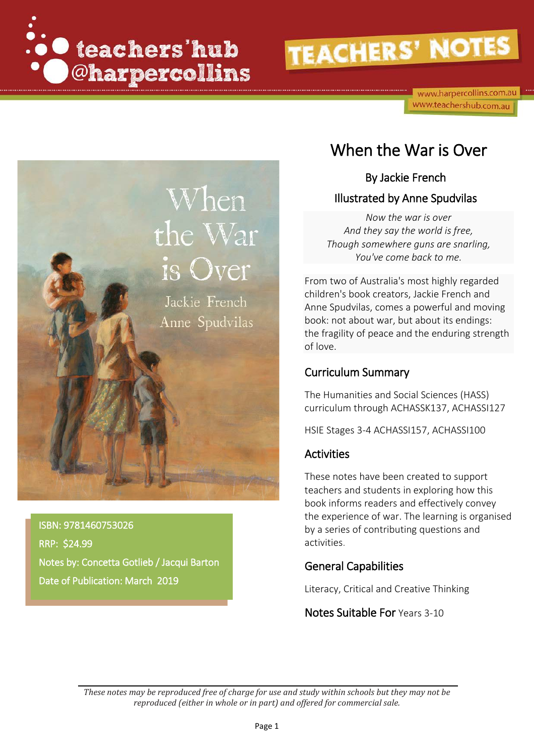teachers'hub @harpercollins

TEACHERS' NOTES

www.harpercollins.com.au
www.teachershub.com.au

# When the War is Over

By Jackie French

Illustrated by Anne Spudvilas

*Now the war is over*
*And they say the world is free,*
*Though somewhere guns are snarling,*
*You've come back to me.*

From two of Australia's most highly regarded children's book creators, Jackie French and Anne Spudvilas, comes a powerful and moving book: not about war, but about its endings: the fragility of peace and the enduring strength of love.

ISBN: 9781460753026
RRP: $24.99
Notes by: Concetta Gotlieb / Jacqui Barton
Date of Publication: March 2019

## Curriculum Summary

The Humanities and Social Sciences (HASS) curriculum through ACHASSK137, ACHASSI127

HSIE Stages 3-4 ACHASSI157, ACHASSI100

## Activities

These notes have been created to support teachers and students in exploring how this book informs readers and effectively convey the experience of war. The learning is organised by a series of contributing questions and activities.

## General Capabilities

Literacy, Critical and Creative Thinking

**Notes Suitable For** Years 3-10

*These notes may be reproduced free of charge for use and study within schools but they may not be reproduced (either in whole or in part) and offered for commercial sale.*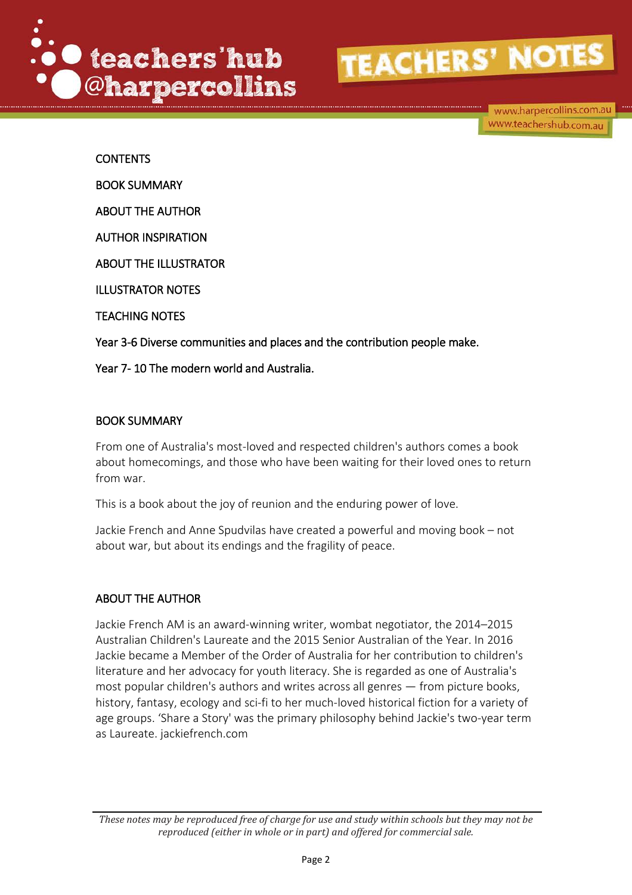CONTENTS

BOOK SUMMARY

ABOUT THE AUTHOR

AUTHOR INSPIRATION

ABOUT THE ILLUSTRATOR

ILLUSTRATOR NOTES

TEACHING NOTES

Year 3-6 Diverse communities and places and the contribution people make.

Year 7- 10 The modern world and Australia.

## BOOK SUMMARY

From one of Australia's most-loved and respected children's authors comes a book about homecomings, and those who have been waiting for their loved ones to return from war.

This is a book about the joy of reunion and the enduring power of love.

Jackie French and Anne Spudvilas have created a powerful and moving book – not about war, but about its endings and the fragility of peace.

## ABOUT THE AUTHOR

Jackie French AM is an award-winning writer, wombat negotiator, the 2014–2015 Australian Children's Laureate and the 2015 Senior Australian of the Year. In 2016 Jackie became a Member of the Order of Australia for her contribution to children's literature and her advocacy for youth literacy. She is regarded as one of Australia's most popular children's authors and writes across all genres — from picture books, history, fantasy, ecology and sci-fi to her much-loved historical fiction for a variety of age groups. 'Share a Story' was the primary philosophy behind Jackie's two-year term as Laureate. jackiefrench.com

*These notes may be reproduced free of charge for use and study within schools but they may not be reproduced (either in whole or in part) and offered for commercial sale.*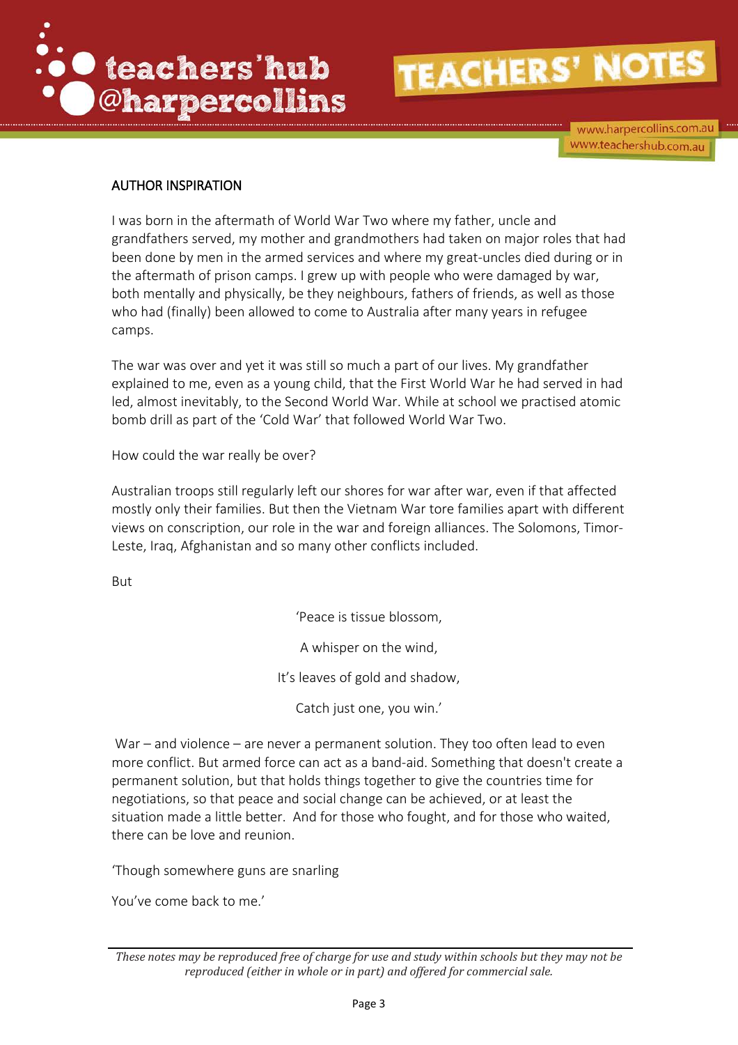## AUTHOR INSPIRATION

I was born in the aftermath of World War Two where my father, uncle and grandfathers served, my mother and grandmothers had taken on major roles that had been done by men in the armed services and where my great-uncles died during or in the aftermath of prison camps. I grew up with people who were damaged by war, both mentally and physically, be they neighbours, fathers of friends, as well as those who had (finally) been allowed to come to Australia after many years in refugee camps.

The war was over and yet it was still so much a part of our lives. My grandfather explained to me, even as a young child, that the First World War he had served in had led, almost inevitably, to the Second World War. While at school we practised atomic bomb drill as part of the 'Cold War' that followed World War Two.

How could the war really be over?

Australian troops still regularly left our shores for war after war, even if that affected mostly only their families. But then the Vietnam War tore families apart with different views on conscription, our role in the war and foreign alliances. The Solomons, Timor-Leste, Iraq, Afghanistan and so many other conflicts included.

But

'Peace is tissue blossom,

A whisper on the wind,

It's leaves of gold and shadow,

Catch just one, you win.'

War – and violence – are never a permanent solution. They too often lead to even more conflict. But armed force can act as a band-aid. Something that doesn't create a permanent solution, but that holds things together to give the countries time for negotiations, so that peace and social change can be achieved, or at least the situation made a little better. And for those who fought, and for those who waited, there can be love and reunion.

'Though somewhere guns are snarling

You've come back to me.'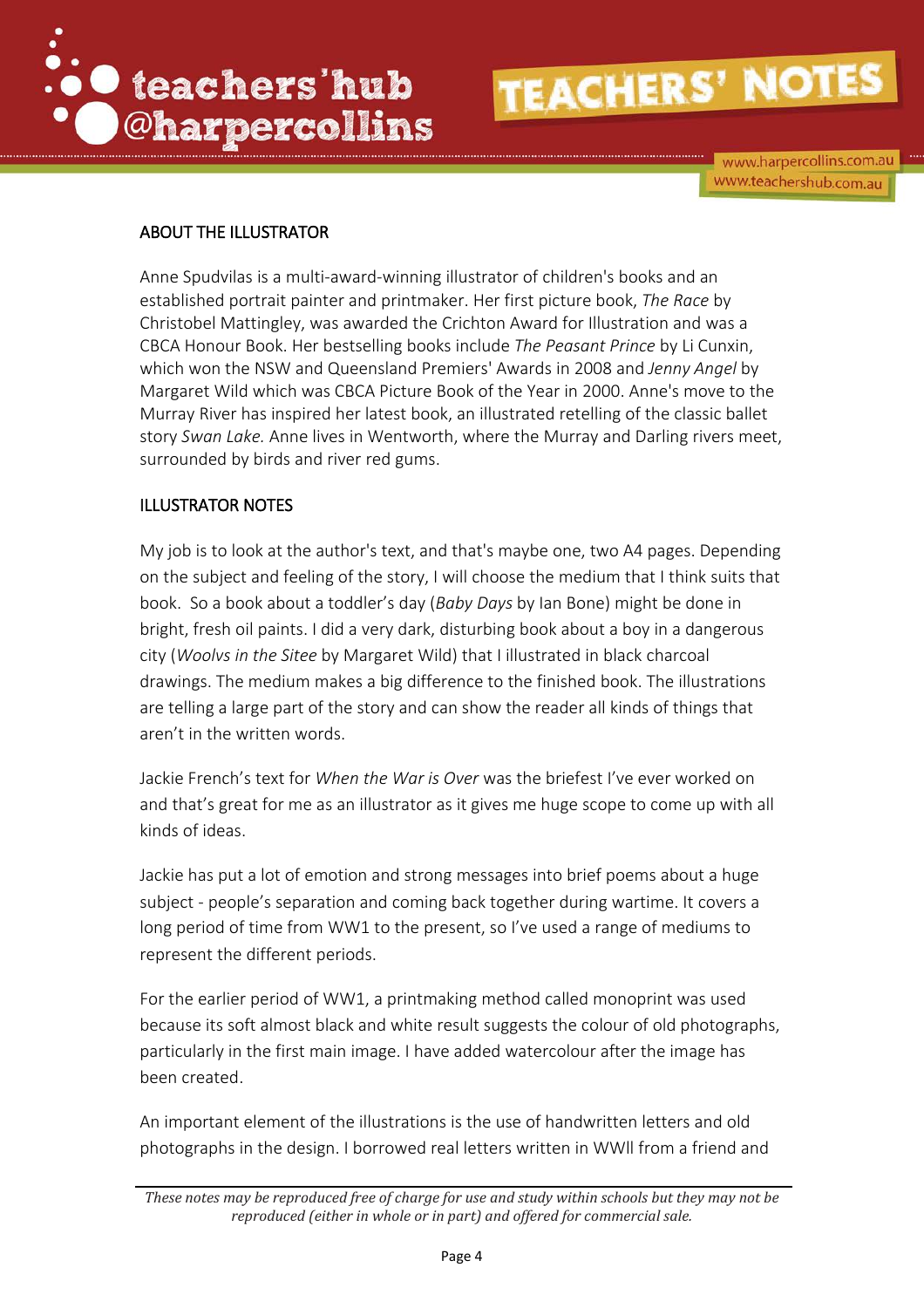## ABOUT THE ILLUSTRATOR

Anne Spudvilas is a multi-award-winning illustrator of children's books and an established portrait painter and printmaker. Her first picture book, *The Race* by Christobel Mattingley, was awarded the Crichton Award for Illustration and was a CBCA Honour Book. Her bestselling books include *The Peasant Prince* by Li Cunxin, which won the NSW and Queensland Premiers' Awards in 2008 and *Jenny Angel* by Margaret Wild which was CBCA Picture Book of the Year in 2000. Anne's move to the Murray River has inspired her latest book, an illustrated retelling of the classic ballet story *Swan Lake.* Anne lives in Wentworth, where the Murray and Darling rivers meet, surrounded by birds and river red gums.

## ILLUSTRATOR NOTES

My job is to look at the author's text, and that's maybe one, two A4 pages. Depending on the subject and feeling of the story, I will choose the medium that I think suits that book. So a book about a toddler's day (*Baby Days* by Ian Bone) might be done in bright, fresh oil paints. I did a very dark, disturbing book about a boy in a dangerous city (*Woolvs in the Sitee* by Margaret Wild) that I illustrated in black charcoal drawings. The medium makes a big difference to the finished book. The illustrations are telling a large part of the story and can show the reader all kinds of things that aren't in the written words.

Jackie French's text for *When the War is Over* was the briefest I've ever worked on and that's great for me as an illustrator as it gives me huge scope to come up with all kinds of ideas.

Jackie has put a lot of emotion and strong messages into brief poems about a huge subject - people's separation and coming back together during wartime. It covers a long period of time from WW1 to the present, so I've used a range of mediums to represent the different periods.

For the earlier period of WW1, a printmaking method called monoprint was used because its soft almost black and white result suggests the colour of old photographs, particularly in the first main image. I have added watercolour after the image has been created.

An important element of the illustrations is the use of handwritten letters and old photographs in the design. I borrowed real letters written in WWII from a friend and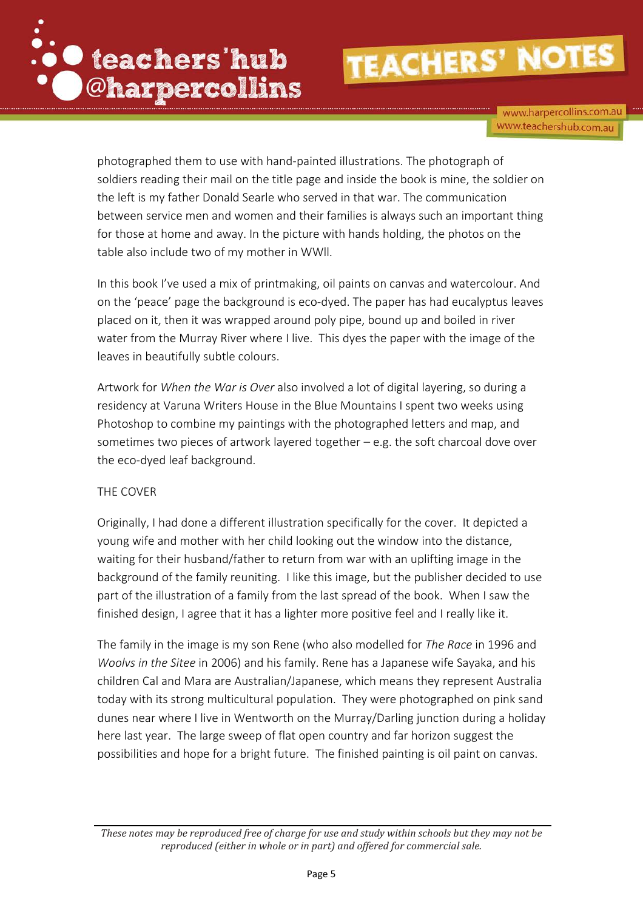photographed them to use with hand-painted illustrations. The photograph of soldiers reading their mail on the title page and inside the book is mine, the soldier on the left is my father Donald Searle who served in that war. The communication between service men and women and their families is always such an important thing for those at home and away. In the picture with hands holding, the photos on the table also include two of my mother in WWll.

In this book I've used a mix of printmaking, oil paints on canvas and watercolour. And on the 'peace' page the background is eco-dyed. The paper has had eucalyptus leaves placed on it, then it was wrapped around poly pipe, bound up and boiled in river water from the Murray River where I live. This dyes the paper with the image of the leaves in beautifully subtle colours.

Artwork for *When the War is Over* also involved a lot of digital layering, so during a residency at Varuna Writers House in the Blue Mountains I spent two weeks using Photoshop to combine my paintings with the photographed letters and map, and sometimes two pieces of artwork layered together – e.g. the soft charcoal dove over the eco-dyed leaf background.

THE COVER

Originally, I had done a different illustration specifically for the cover. It depicted a young wife and mother with her child looking out the window into the distance, waiting for their husband/father to return from war with an uplifting image in the background of the family reuniting. I like this image, but the publisher decided to use part of the illustration of a family from the last spread of the book. When I saw the finished design, I agree that it has a lighter more positive feel and I really like it.

The family in the image is my son Rene (who also modelled for *The Race* in 1996 and *Woolvs in the Sitee* in 2006) and his family. Rene has a Japanese wife Sayaka, and his children Cal and Mara are Australian/Japanese, which means they represent Australia today with its strong multicultural population. They were photographed on pink sand dunes near where I live in Wentworth on the Murray/Darling junction during a holiday here last year. The large sweep of flat open country and far horizon suggest the possibilities and hope for a bright future. The finished painting is oil paint on canvas.

*These notes may be reproduced free of charge for use and study within schools but they may not be reproduced (either in whole or in part) and offered for commercial sale.*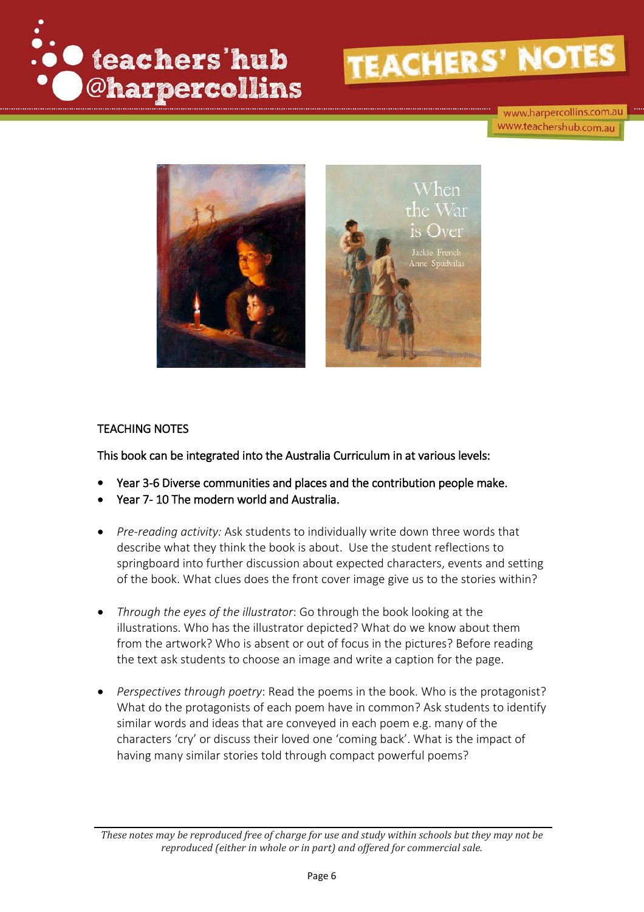TEACHING NOTES

This book can be integrated into the Australia Curriculum in at various levels:

- Year 3-6 Diverse communities and places and the contribution people make.
- Year 7- 10 The modern world and Australia.

- *Pre-reading activity:* Ask students to individually write down three words that describe what they think the book is about. Use the student reflections to springboard into further discussion about expected characters, events and setting of the book. What clues does the front cover image give us to the stories within?

- *Through the eyes of the illustrator*: Go through the book looking at the illustrations. Who has the illustrator depicted? What do we know about them from the artwork? Who is absent or out of focus in the pictures? Before reading the text ask students to choose an image and write a caption for the page.

- *Perspectives through poetry*: Read the poems in the book. Who is the protagonist? What do the protagonists of each poem have in common? Ask students to identify similar words and ideas that are conveyed in each poem e.g. many of the characters 'cry' or discuss their loved one 'coming back'. What is the impact of having many similar stories told through compact powerful poems?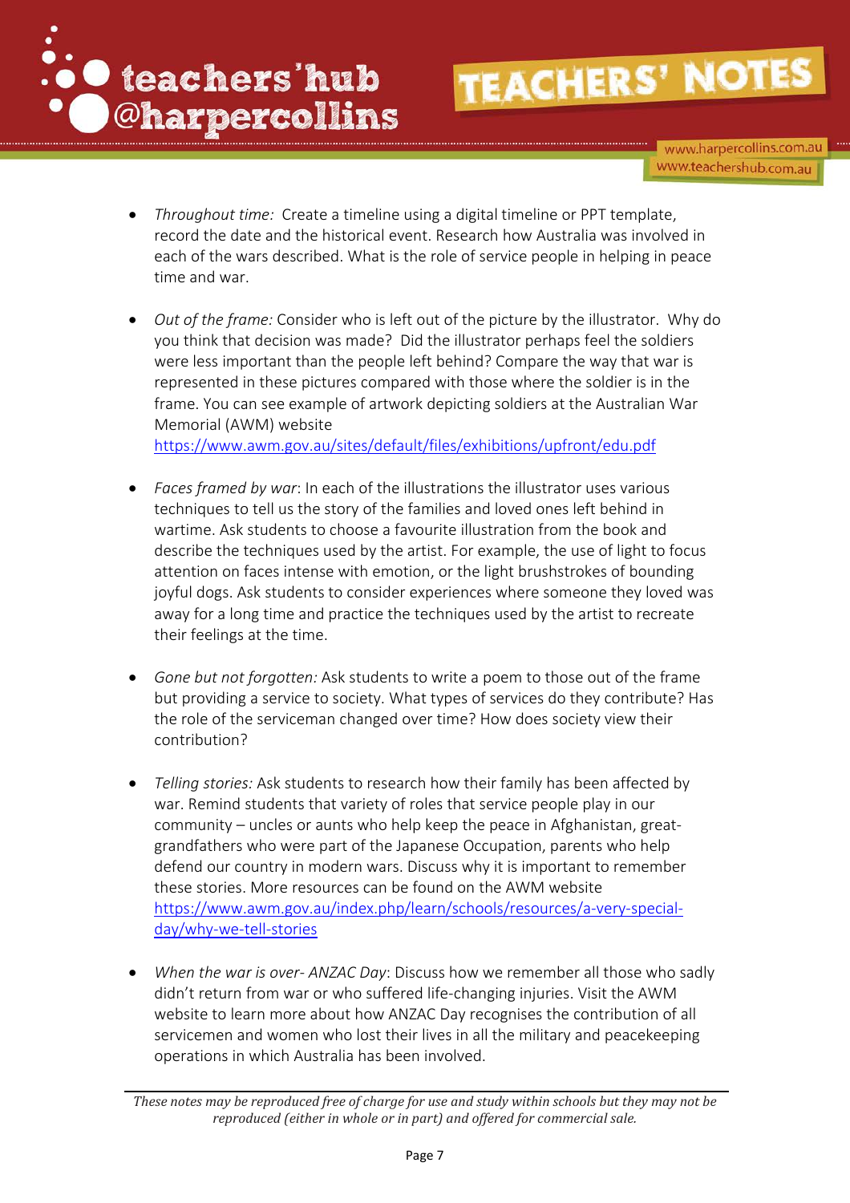- *Throughout time:* Create a timeline using a digital timeline or PPT template, record the date and the historical event. Research how Australia was involved in each of the wars described. What is the role of service people in helping in peace time and war.

- *Out of the frame:* Consider who is left out of the picture by the illustrator. Why do you think that decision was made? Did the illustrator perhaps feel the soldiers were less important than the people left behind? Compare the way that war is represented in these pictures compared with those where the soldier is in the frame. You can see example of artwork depicting soldiers at the Australian War Memorial (AWM) website https://www.awm.gov.au/sites/default/files/exhibitions/upfront/edu.pdf

- *Faces framed by war*: In each of the illustrations the illustrator uses various techniques to tell us the story of the families and loved ones left behind in wartime. Ask students to choose a favourite illustration from the book and describe the techniques used by the artist. For example, the use of light to focus attention on faces intense with emotion, or the light brushstrokes of bounding joyful dogs. Ask students to consider experiences where someone they loved was away for a long time and practice the techniques used by the artist to recreate their feelings at the time.

- *Gone but not forgotten:* Ask students to write a poem to those out of the frame but providing a service to society. What types of services do they contribute? Has the role of the serviceman changed over time? How does society view their contribution?

- *Telling stories:* Ask students to research how their family has been affected by war. Remind students that variety of roles that service people play in our community – uncles or aunts who help keep the peace in Afghanistan, great-grandfathers who were part of the Japanese Occupation, parents who help defend our country in modern wars. Discuss why it is important to remember these stories. More resources can be found on the AWM website https://www.awm.gov.au/index.php/learn/schools/resources/a-very-special-day/why-we-tell-stories

- *When the war is over- ANZAC Day*: Discuss how we remember all those who sadly didn't return from war or who suffered life-changing injuries. Visit the AWM website to learn more about how ANZAC Day recognises the contribution of all servicemen and women who lost their lives in all the military and peacekeeping operations in which Australia has been involved.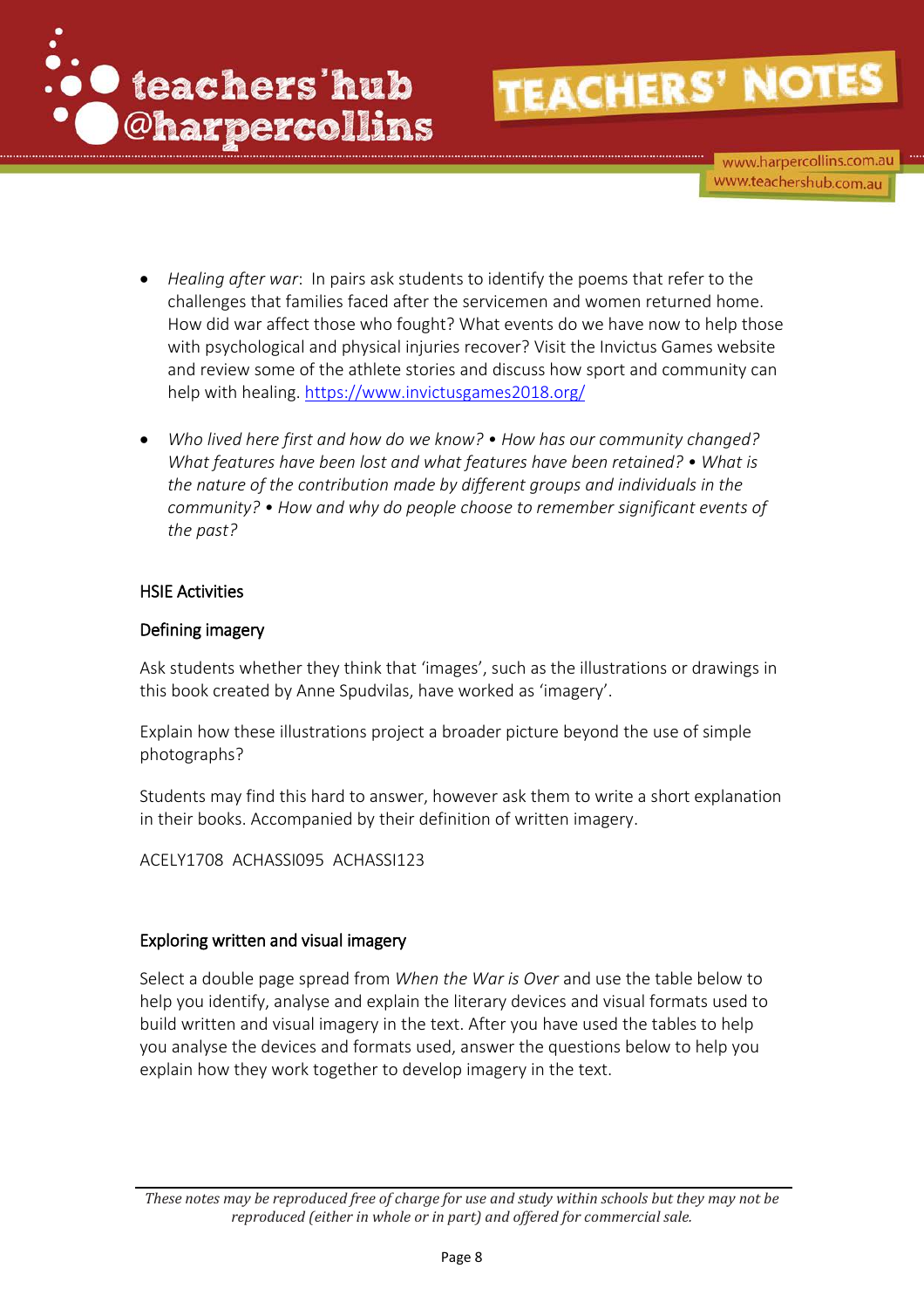- *Healing after war*: In pairs ask students to identify the poems that refer to the challenges that families faced after the servicemen and women returned home. How did war affect those who fought? What events do we have now to help those with psychological and physical injuries recover? Visit the Invictus Games website and review some of the athlete stories and discuss how sport and community can help with healing. https://www.invictusgames2018.org/

- *Who lived here first and how do we know? • How has our community changed? What features have been lost and what features have been retained? • What is the nature of the contribution made by different groups and individuals in the community? • How and why do people choose to remember significant events of the past?*

## HSIE Activities

### Defining imagery

Ask students whether they think that 'images', such as the illustrations or drawings in this book created by Anne Spudvilas, have worked as 'imagery'.

Explain how these illustrations project a broader picture beyond the use of simple photographs?

Students may find this hard to answer, however ask them to write a short explanation in their books. Accompanied by their definition of written imagery.

ACELY1708 ACHASSI095 ACHASSI123

### Exploring written and visual imagery

Select a double page spread from *When the War is Over* and use the table below to help you identify, analyse and explain the literary devices and visual formats used to build written and visual imagery in the text. After you have used the tables to help you analyse the devices and formats used, answer the questions below to help you explain how they work together to develop imagery in the text.

*These notes may be reproduced free of charge for use and study within schools but they may not be reproduced (either in whole or in part) and offered for commercial sale.*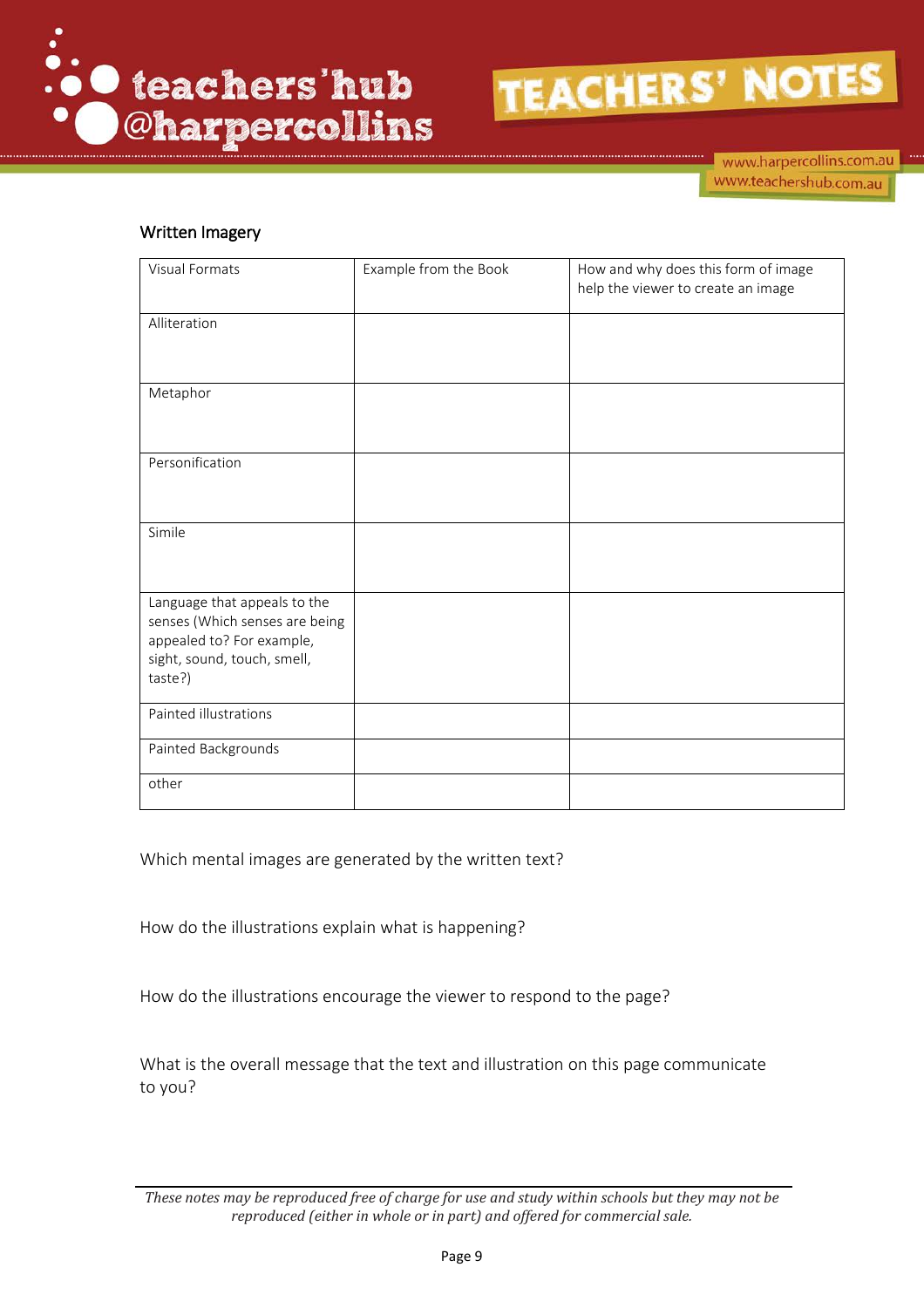## Written Imagery

| Visual Formats | Example from the Book | How and why does this form of image help the viewer to create an image |
|---|---|---|
| Alliteration | | |
| Metaphor | | |
| Personification | | |
| Simile | | |
| Language that appeals to the senses (Which senses are being appealed to? For example, sight, sound, touch, smell, taste?) | | |
| Painted illustrations | | |
| Painted Backgrounds | | |
| other | | |

Which mental images are generated by the written text?

How do the illustrations explain what is happening?

How do the illustrations encourage the viewer to respond to the page?

What is the overall message that the text and illustration on this page communicate to you?

*These notes may be reproduced free of charge for use and study within schools but they may not be reproduced (either in whole or in part) and offered for commercial sale.*